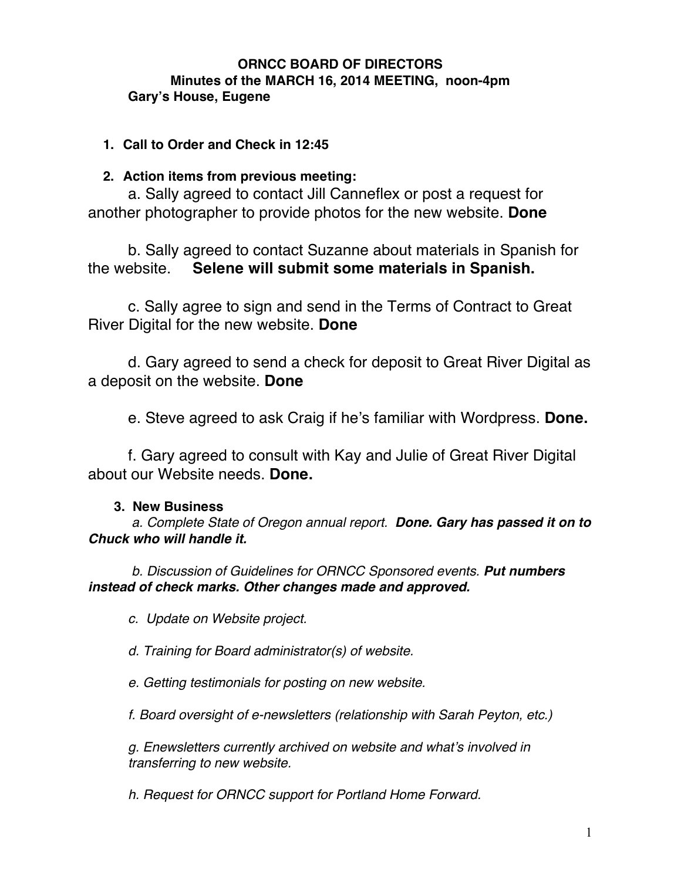**ORNCC BOARD OF DIRECTORS**
**Minutes of the MARCH 16, 2014 MEETING, noon-4pm**
**Gary's House, Eugene**

1. **Call to Order and Check in 12:45**

2. **Action items from previous meeting:**

   a. Sally agreed to contact Jill Canneflex or post a request for another photographer to provide photos for the new website. **Done**

   b. Sally agreed to contact Suzanne about materials in Spanish for the website. **Selene will submit some materials in Spanish.**

   c. Sally agree to sign and send in the Terms of Contract to Great River Digital for the new website. **Done**

   d. Gary agreed to send a check for deposit to Great River Digital as a deposit on the website. **Done**

   e. Steve agreed to ask Craig if he's familiar with Wordpress. **Done.**

   f. Gary agreed to consult with Kay and Julie of Great River Digital about our Website needs. **Done.**

3. **New Business**

   *a. Complete State of Oregon annual report.* ***Done. Gary has passed it on to Chuck who will handle it.***

   *b. Discussion of Guidelines for ORNCC Sponsored events.* ***Put numbers instead of check marks. Other changes made and approved.***

   *c. Update on Website project.*

   *d. Training for Board administrator(s) of website.*

   *e. Getting testimonials for posting on new website.*

   *f. Board oversight of e-newsletters (relationship with Sarah Peyton, etc.)*

   *g. Enewsletters currently archived on website and what's involved in transferring to new website.*

   *h. Request for ORNCC support for Portland Home Forward.*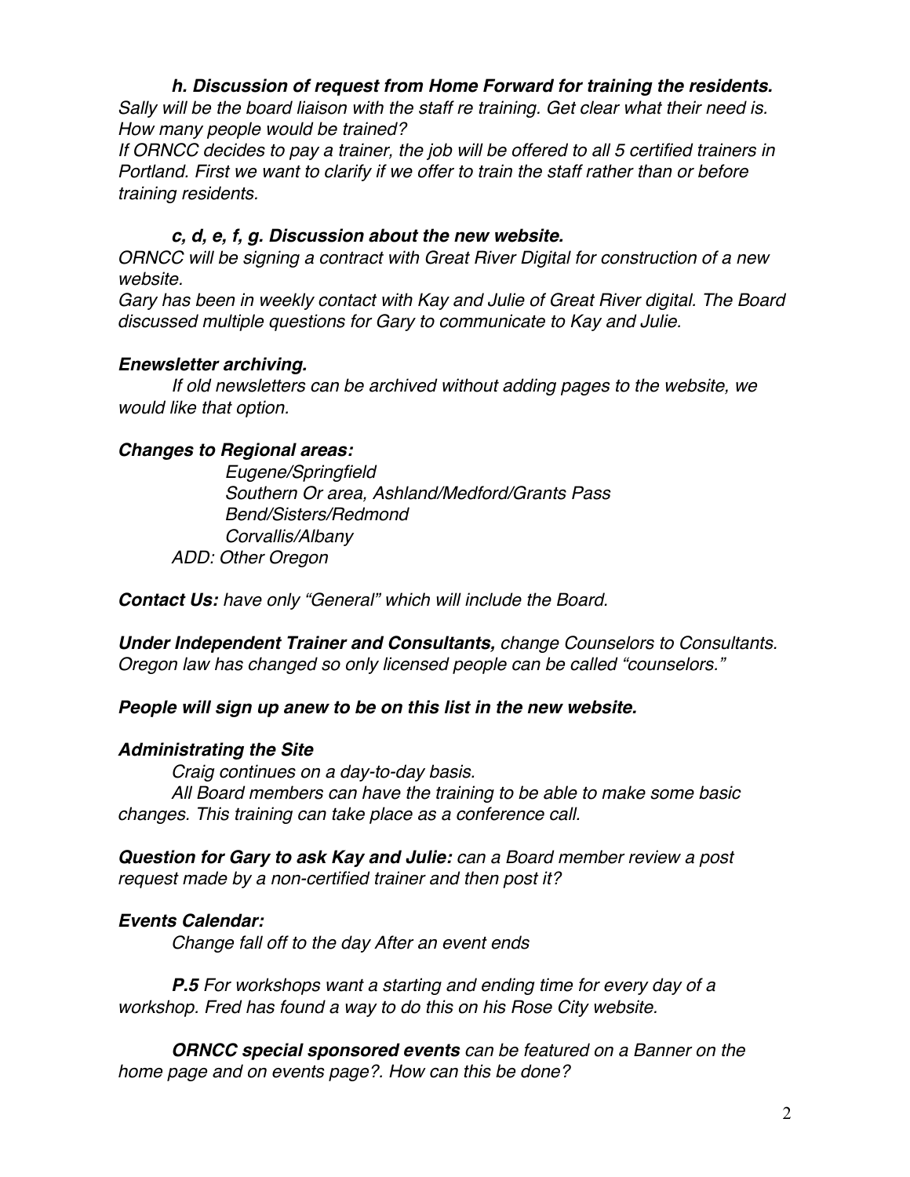***h. Discussion of request from Home Forward for training the residents.***

*Sally will be the board liaison with the staff re training. Get clear what their need is. How many people would be trained?*

*If ORNCC decides to pay a trainer, the job will be offered to all 5 certified trainers in Portland. First we want to clarify if we offer to train the staff rather than or before training residents.*

***c, d, e, f, g. Discussion about the new website.***

*ORNCC will be signing a contract with Great River Digital for construction of a new website.*

*Gary has been in weekly contact with Kay and Julie of Great River digital. The Board discussed multiple questions for Gary to communicate to Kay and Julie.*

***Enewsletter archiving.***

*If old newsletters can be archived without adding pages to the website, we would like that option.*

***Changes to Regional areas:***

*Eugene/Springfield*
*Southern Or area, Ashland/Medford/Grants Pass*
*Bend/Sisters/Redmond*
*Corvallis/Albany*
*ADD: Other Oregon*

***Contact Us:** have only "General" which will include the Board.*

***Under Independent Trainer and Consultants,** change Counselors to Consultants. Oregon law has changed so only licensed people can be called "counselors."*

***People will sign up anew to be on this list in the new website.***

***Administrating the Site***

*Craig continues on a day-to-day basis.*

*All Board members can have the training to be able to make some basic changes. This training can take place as a conference call.*

***Question for Gary to ask Kay and Julie:** can a Board member review a post request made by a non-certified trainer and then post it?*

***Events Calendar:***

*Change fall off to the day After an event ends*

***P.5** For workshops want a starting and ending time for every day of a workshop. Fred has found a way to do this on his Rose City website.*

***ORNCC special sponsored events** can be featured on a Banner on the home page and on events page?. How can this be done?*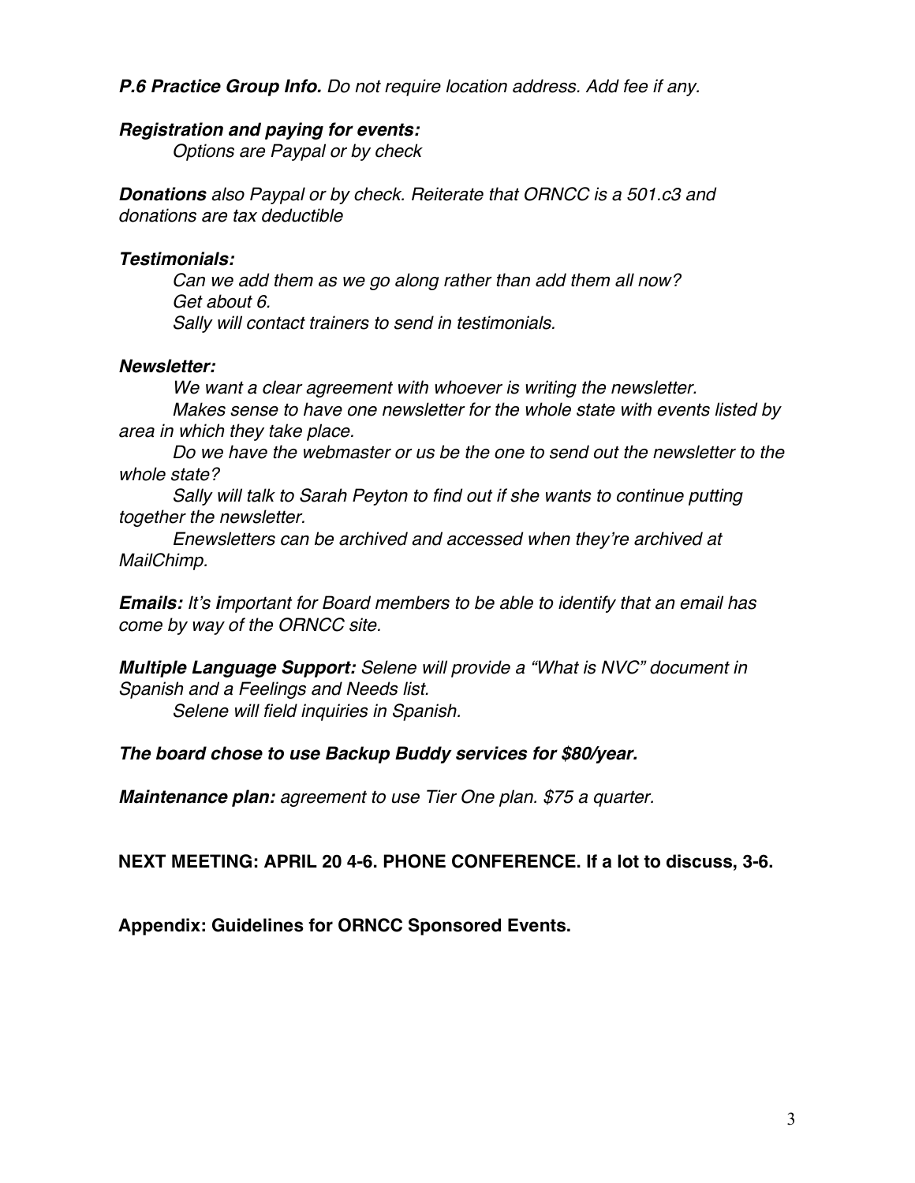***P.6 Practice Group Info.*** *Do not require location address. Add fee if any.*

***Registration and paying for events:***

*Options are Paypal or by check*

***Donations*** *also Paypal or by check. Reiterate that ORNCC is a 501.c3 and donations are tax deductible*

***Testimonials:***

*Can we add them as we go along rather than add them all now?*
*Get about 6.*
*Sally will contact trainers to send in testimonials.*

***Newsletter:***

*We want a clear agreement with whoever is writing the newsletter.*

*Makes sense to have one newsletter for the whole state with events listed by area in which they take place.*

*Do we have the webmaster or us be the one to send out the newsletter to the whole state?*

*Sally will talk to Sarah Peyton to find out if she wants to continue putting together the newsletter.*

*Enewsletters can be archived and accessed when they're archived at MailChimp.*

***Emails:*** *It's **i**mportant for Board members to be able to identify that an email has come by way of the ORNCC site.*

***Multiple Language Support:*** *Selene will provide a "What is NVC" document in Spanish and a Feelings and Needs list.*

*Selene will field inquiries in Spanish.*

***The board chose to use Backup Buddy services for $80/year.***

***Maintenance plan:*** *agreement to use Tier One plan. $75 a quarter.*

**NEXT MEETING: APRIL 20 4-6. PHONE CONFERENCE. If a lot to discuss, 3-6.**

**Appendix: Guidelines for ORNCC Sponsored Events.**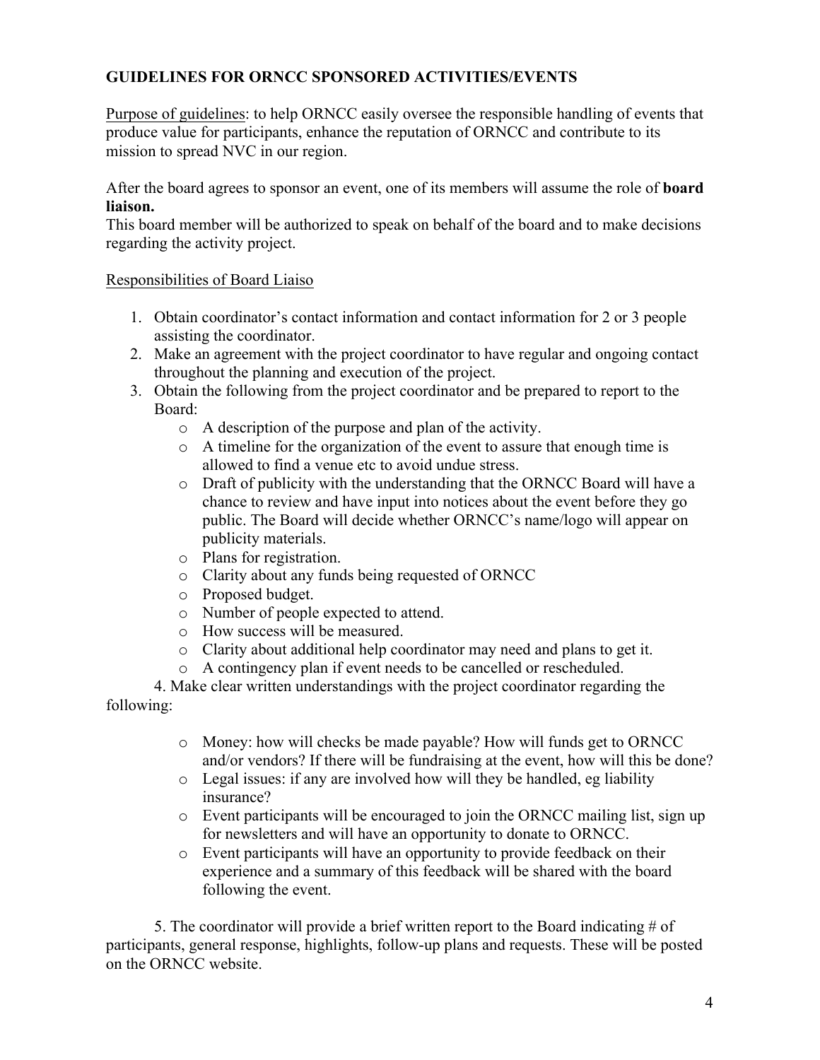## GUIDELINES FOR ORNCC SPONSORED ACTIVITIES/EVENTS

Purpose of guidelines: to help ORNCC easily oversee the responsible handling of events that produce value for participants, enhance the reputation of ORNCC and contribute to its mission to spread NVC in our region.

After the board agrees to sponsor an event, one of its members will assume the role of **board liaison.**

This board member will be authorized to speak on behalf of the board and to make decisions regarding the activity project.

Responsibilities of Board Liaiso

1. Obtain coordinator's contact information and contact information for 2 or 3 people assisting the coordinator.
2. Make an agreement with the project coordinator to have regular and ongoing contact throughout the planning and execution of the project.
3. Obtain the following from the project coordinator and be prepared to report to the Board:
   - A description of the purpose and plan of the activity.
   - A timeline for the organization of the event to assure that enough time is allowed to find a venue etc to avoid undue stress.
   - Draft of publicity with the understanding that the ORNCC Board will have a chance to review and have input into notices about the event before they go public. The Board will decide whether ORNCC's name/logo will appear on publicity materials.
   - Plans for registration.
   - Clarity about any funds being requested of ORNCC
   - Proposed budget.
   - Number of people expected to attend.
   - How success will be measured.
   - Clarity about additional help coordinator may need and plans to get it.
   - A contingency plan if event needs to be cancelled or rescheduled.

4. Make clear written understandings with the project coordinator regarding the following:

   - Money: how will checks be made payable? How will funds get to ORNCC and/or vendors? If there will be fundraising at the event, how will this be done?
   - Legal issues: if any are involved how will they be handled, eg liability insurance?
   - Event participants will be encouraged to join the ORNCC mailing list, sign up for newsletters and will have an opportunity to donate to ORNCC.
   - Event participants will have an opportunity to provide feedback on their experience and a summary of this feedback will be shared with the board following the event.

5. The coordinator will provide a brief written report to the Board indicating # of participants, general response, highlights, follow-up plans and requests. These will be posted on the ORNCC website.